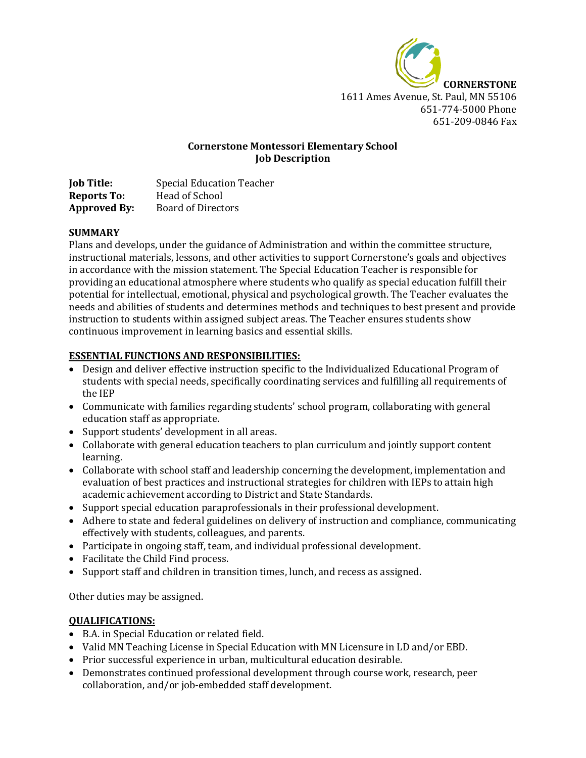**CORNERSTONE**
1611 Ames Avenue, St. Paul, MN 55106
651-774-5000 Phone
651-209-0846 Fax

**Cornerstone Montessori Elementary School**
**Job Description**

**Job Title:** Special Education Teacher
**Reports To:** Head of School
**Approved By:** Board of Directors

## SUMMARY

Plans and develops, under the guidance of Administration and within the committee structure, instructional materials, lessons, and other activities to support Cornerstone's goals and objectives in accordance with the mission statement. The Special Education Teacher is responsible for providing an educational atmosphere where students who qualify as special education fulfill their potential for intellectual, emotional, physical and psychological growth. The Teacher evaluates the needs and abilities of students and determines methods and techniques to best present and provide instruction to students within assigned subject areas. The Teacher ensures students show continuous improvement in learning basics and essential skills.

## ESSENTIAL FUNCTIONS AND RESPONSIBILITIES:

- Design and deliver effective instruction specific to the Individualized Educational Program of students with special needs, specifically coordinating services and fulfilling all requirements of the IEP
- Communicate with families regarding students' school program, collaborating with general education staff as appropriate.
- Support students' development in all areas.
- Collaborate with general education teachers to plan curriculum and jointly support content learning.
- Collaborate with school staff and leadership concerning the development, implementation and evaluation of best practices and instructional strategies for children with IEPs to attain high academic achievement according to District and State Standards.
- Support special education paraprofessionals in their professional development.
- Adhere to state and federal guidelines on delivery of instruction and compliance, communicating effectively with students, colleagues, and parents.
- Participate in ongoing staff, team, and individual professional development.
- Facilitate the Child Find process.
- Support staff and children in transition times, lunch, and recess as assigned.

Other duties may be assigned.

## QUALIFICATIONS:

- B.A. in Special Education or related field.
- Valid MN Teaching License in Special Education with MN Licensure in LD and/or EBD.
- Prior successful experience in urban, multicultural education desirable.
- Demonstrates continued professional development through course work, research, peer collaboration, and/or job-embedded staff development.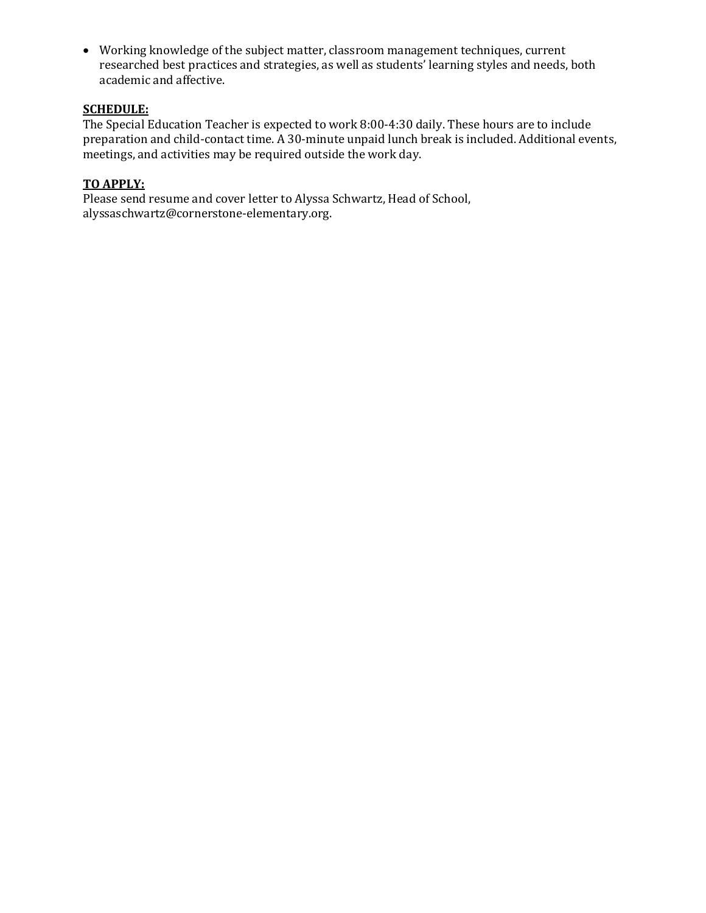- Working knowledge of the subject matter, classroom management techniques, current researched best practices and strategies, as well as students' learning styles and needs, both academic and affective.

**SCHEDULE:**

The Special Education Teacher is expected to work 8:00-4:30 daily. These hours are to include preparation and child-contact time. A 30-minute unpaid lunch break is included. Additional events, meetings, and activities may be required outside the work day.

**TO APPLY:**

Please send resume and cover letter to Alyssa Schwartz, Head of School, alyssaschwartz@cornerstone-elementary.org.